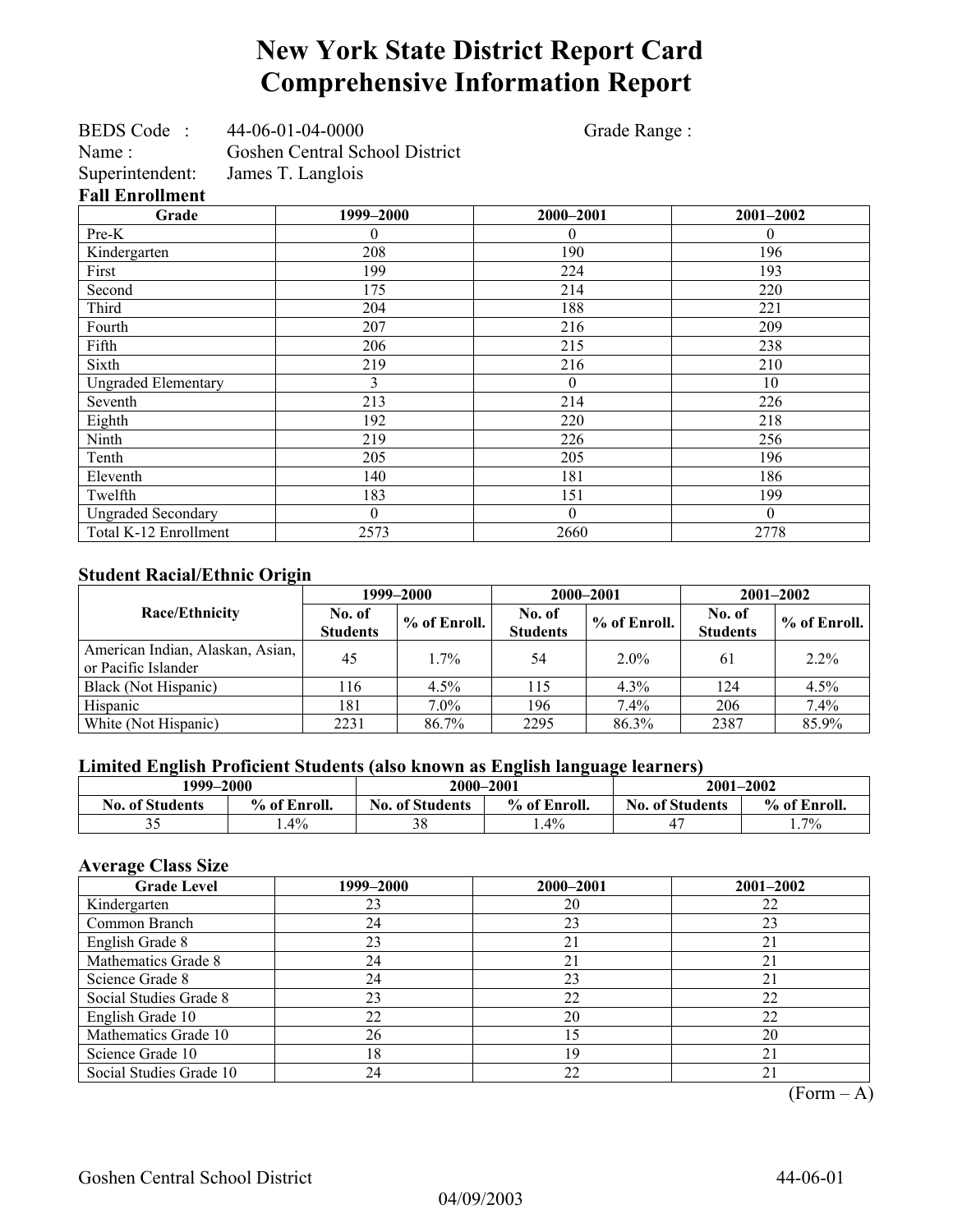# New York State District Report Card
# Comprehensive Information Report

BEDS Code : 44-06-01-04-0000 Grade Range :
Name : Goshen Central School District
Superintendent: James T. Langlois

### Fall Enrollment

| Grade | 1999–2000 | 2000–2001 | 2001–2002 |
|---|---|---|---|
| Pre-K | 0 | 0 | 0 |
| Kindergarten | 208 | 190 | 196 |
| First | 199 | 224 | 193 |
| Second | 175 | 214 | 220 |
| Third | 204 | 188 | 221 |
| Fourth | 207 | 216 | 209 |
| Fifth | 206 | 215 | 238 |
| Sixth | 219 | 216 | 210 |
| Ungraded Elementary | 3 | 0 | 10 |
| Seventh | 213 | 214 | 226 |
| Eighth | 192 | 220 | 218 |
| Ninth | 219 | 226 | 256 |
| Tenth | 205 | 205 | 196 |
| Eleventh | 140 | 181 | 186 |
| Twelfth | 183 | 151 | 199 |
| Ungraded Secondary | 0 | 0 | 0 |
| Total K-12 Enrollment | 2573 | 2660 | 2778 |

### Student Racial/Ethnic Origin

| Race/Ethnicity | 1999–2000 | | 2000–2001 | | 2001–2002 | |
|---|---|---|---|---|---|---|
| | No. of Students | % of Enroll. | No. of Students | % of Enroll. | No. of Students | % of Enroll. |
| American Indian, Alaskan, Asian, or Pacific Islander | 45 | 1.7% | 54 | 2.0% | 61 | 2.2% |
| Black (Not Hispanic) | 116 | 4.5% | 115 | 4.3% | 124 | 4.5% |
| Hispanic | 181 | 7.0% | 196 | 7.4% | 206 | 7.4% |
| White (Not Hispanic) | 2231 | 86.7% | 2295 | 86.3% | 2387 | 85.9% |

### Limited English Proficient Students (also known as English language learners)

| 1999–2000 | | 2000–2001 | | 2001–2002 | |
|---|---|---|---|---|---|
| No. of Students | % of Enroll. | No. of Students | % of Enroll. | No. of Students | % of Enroll. |
| 35 | 1.4% | 38 | 1.4% | 47 | 1.7% |

### Average Class Size

| Grade Level | 1999–2000 | 2000–2001 | 2001–2002 |
|---|---|---|---|
| Kindergarten | 23 | 20 | 22 |
| Common Branch | 24 | 23 | 23 |
| English Grade 8 | 23 | 21 | 21 |
| Mathematics Grade 8 | 24 | 21 | 21 |
| Science Grade 8 | 24 | 23 | 21 |
| Social Studies Grade 8 | 23 | 22 | 22 |
| English Grade 10 | 22 | 20 | 22 |
| Mathematics Grade 10 | 26 | 15 | 20 |
| Science Grade 10 | 18 | 19 | 21 |
| Social Studies Grade 10 | 24 | 22 | 21 |

(Form – A)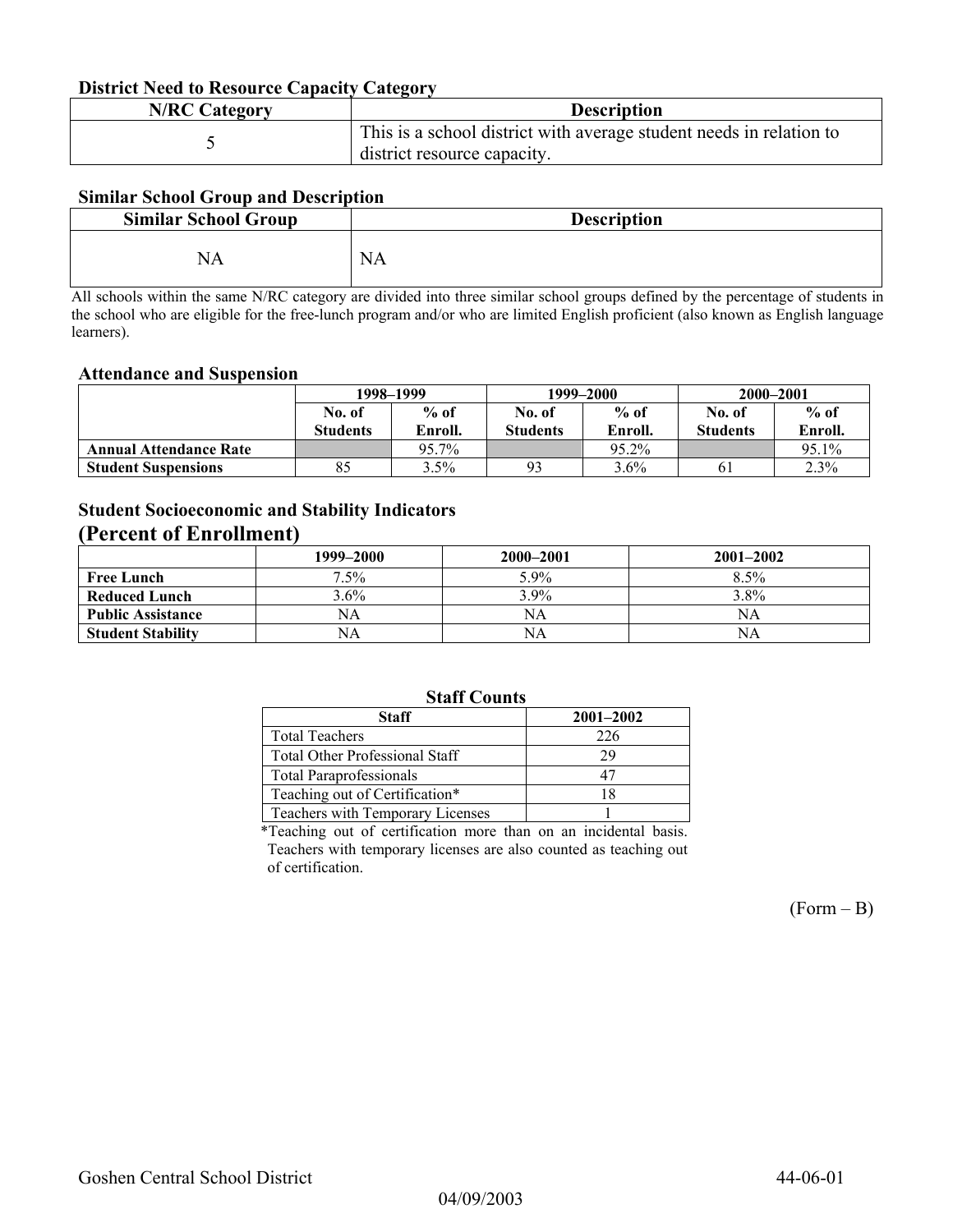### District Need to Resource Capacity Category

| N/RC Category | Description |
| --- | --- |
| 5 | This is a school district with average student needs in relation to district resource capacity. |

### Similar School Group and Description

| Similar School Group | Description |
| --- | --- |
| NA | NA |

All schools within the same N/RC category are divided into three similar school groups defined by the percentage of students in the school who are eligible for the free-lunch program and/or who are limited English proficient (also known as English language learners).

### Attendance and Suspension

| | 1998–1999 | | 1999–2000 | | 2000–2001 | |
| --- | --- | --- | --- | --- | --- | --- |
| | No. of Students | % of Enroll. | No. of Students | % of Enroll. | No. of Students | % of Enroll. |
| **Annual Attendance Rate** | | 95.7% | | 95.2% | | 95.1% |
| **Student Suspensions** | 85 | 3.5% | 93 | 3.6% | 61 | 2.3% |

### Student Socioeconomic and Stability Indicators
## (Percent of Enrollment)

| | 1999–2000 | 2000–2001 | 2001–2002 |
| --- | --- | --- | --- |
| **Free Lunch** | 7.5% | 5.9% | 8.5% |
| **Reduced Lunch** | 3.6% | 3.9% | 3.8% |
| **Public Assistance** | NA | NA | NA |
| **Student Stability** | NA | NA | NA |

### Staff Counts

| Staff | 2001–2002 |
| --- | --- |
| Total Teachers | 226 |
| Total Other Professional Staff | 29 |
| Total Paraprofessionals | 47 |
| Teaching out of Certification* | 18 |
| Teachers with Temporary Licenses | 1 |

*Teaching out of certification more than on an incidental basis. Teachers with temporary licenses are also counted as teaching out of certification.

(Form – B)

Goshen Central School District 44-06-01

04/09/2003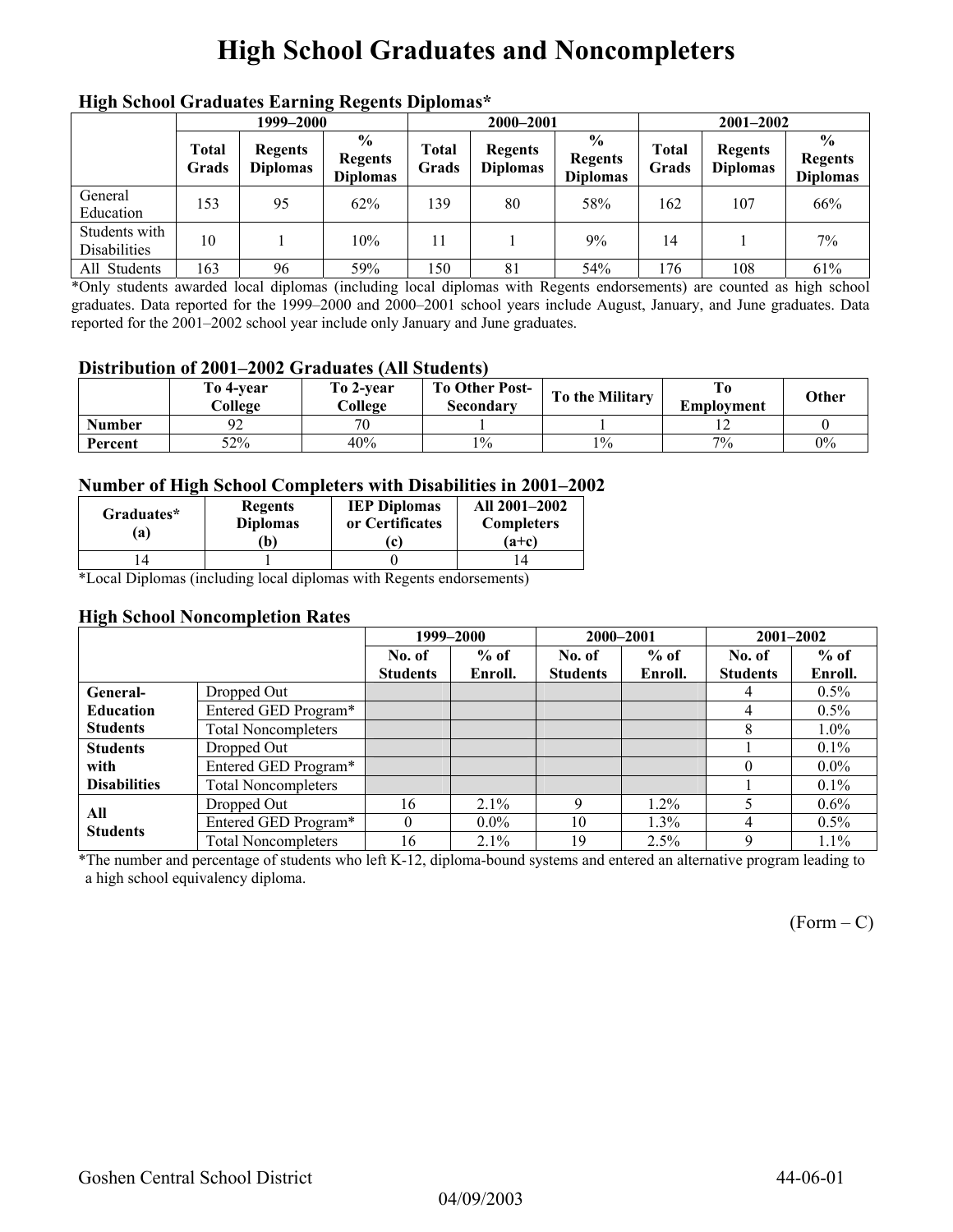# High School Graduates and Noncompleters

### High School Graduates Earning Regents Diplomas*

| | 1999–2000 | | | 2000–2001 | | | 2001–2002 | | |
|---|---|---|---|---|---|---|---|---|---|
| | Total Grads | Regents Diplomas | % Regents Diplomas | Total Grads | Regents Diplomas | % Regents Diplomas | Total Grads | Regents Diplomas | % Regents Diplomas |
| General Education | 153 | 95 | 62% | 139 | 80 | 58% | 162 | 107 | 66% |
| Students with Disabilities | 10 | 1 | 10% | 11 | 1 | 9% | 14 | 1 | 7% |
| All Students | 163 | 96 | 59% | 150 | 81 | 54% | 176 | 108 | 61% |

*Only students awarded local diplomas (including local diplomas with Regents endorsements) are counted as high school graduates. Data reported for the 1999–2000 and 2000–2001 school years include August, January, and June graduates. Data reported for the 2001–2002 school year include only January and June graduates.

### Distribution of 2001–2002 Graduates (All Students)

| | To 4-year College | To 2-year College | To Other Post-Secondary | To the Military | To Employment | Other |
|---|---|---|---|---|---|---|
| Number | 92 | 70 | 1 | 1 | 12 | 0 |
| Percent | 52% | 40% | 1% | 1% | 7% | 0% |

### Number of High School Completers with Disabilities in 2001–2002

| Graduates* (a) | Regents Diplomas (b) | IEP Diplomas or Certificates (c) | All 2001–2002 Completers (a+c) |
|---|---|---|---|
| 14 | 1 | 0 | 14 |

*Local Diplomas (including local diplomas with Regents endorsements)

### High School Noncompletion Rates

| | | 1999–2000 | | 2000–2001 | | 2001–2002 | |
|---|---|---|---|---|---|---|---|
| | | No. of Students | % of Enroll. | No. of Students | % of Enroll. | No. of Students | % of Enroll. |
| General-Education Students | Dropped Out | | | | | 4 | 0.5% |
| | Entered GED Program* | | | | | 4 | 0.5% |
| | Total Noncompleters | | | | | 8 | 1.0% |
| Students with Disabilities | Dropped Out | | | | | 1 | 0.1% |
| | Entered GED Program* | | | | | 0 | 0.0% |
| | Total Noncompleters | | | | | 1 | 0.1% |
| All Students | Dropped Out | 16 | 2.1% | 9 | 1.2% | 5 | 0.6% |
| | Entered GED Program* | 0 | 0.0% | 10 | 1.3% | 4 | 0.5% |
| | Total Noncompleters | 16 | 2.1% | 19 | 2.5% | 9 | 1.1% |

*The number and percentage of students who left K-12, diploma-bound systems and entered an alternative program leading to a high school equivalency diploma.

(Form – C)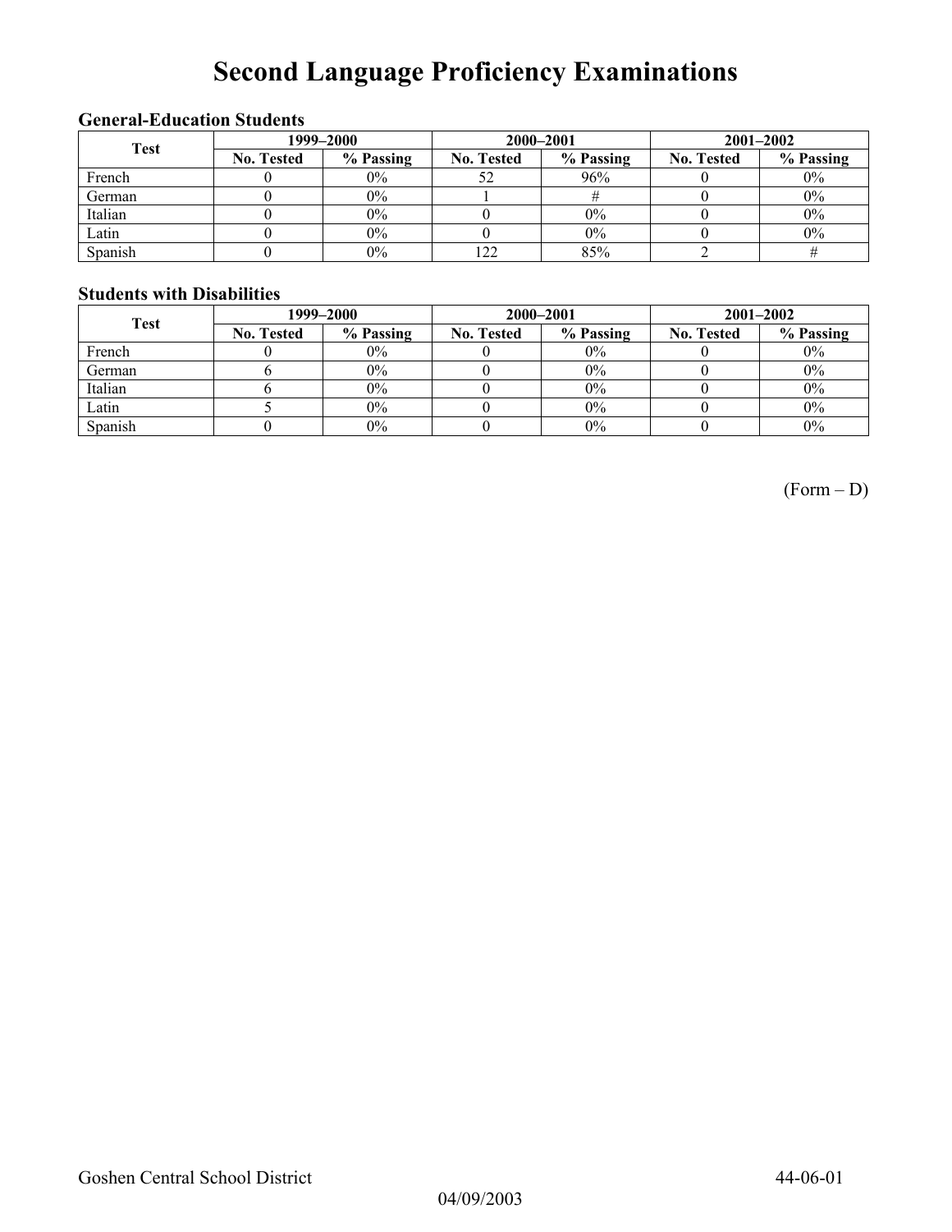# Second Language Proficiency Examinations

### General-Education Students

| Test | 1999–2000 | | 2000–2001 | | 2001–2002 | |
|---|---|---|---|---|---|---|
| | No. Tested | % Passing | No. Tested | % Passing | No. Tested | % Passing |
| French | 0 | 0% | 52 | 96% | 0 | 0% |
| German | 0 | 0% | 1 | # | 0 | 0% |
| Italian | 0 | 0% | 0 | 0% | 0 | 0% |
| Latin | 0 | 0% | 0 | 0% | 0 | 0% |
| Spanish | 0 | 0% | 122 | 85% | 2 | # |

### Students with Disabilities

| Test | 1999–2000 | | 2000–2001 | | 2001–2002 | |
|---|---|---|---|---|---|---|
| | No. Tested | % Passing | No. Tested | % Passing | No. Tested | % Passing |
| French | 0 | 0% | 0 | 0% | 0 | 0% |
| German | 6 | 0% | 0 | 0% | 0 | 0% |
| Italian | 6 | 0% | 0 | 0% | 0 | 0% |
| Latin | 5 | 0% | 0 | 0% | 0 | 0% |
| Spanish | 0 | 0% | 0 | 0% | 0 | 0% |

(Form – D)

Goshen Central School District 44-06-01

04/09/2003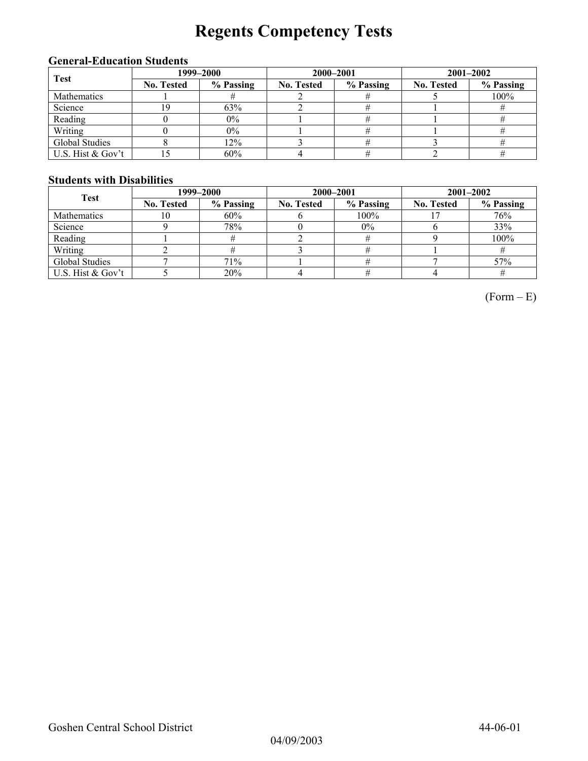# Regents Competency Tests

### General-Education Students

| Test | 1999–2000 | | 2000–2001 | | 2001–2002 | |
|---|---|---|---|---|---|---|
| | No. Tested | % Passing | No. Tested | % Passing | No. Tested | % Passing |
| Mathematics | 1 | # | 2 | # | 5 | 100% |
| Science | 19 | 63% | 2 | # | 1 | # |
| Reading | 0 | 0% | 1 | # | 1 | # |
| Writing | 0 | 0% | 1 | # | 1 | # |
| Global Studies | 8 | 12% | 3 | # | 3 | # |
| U.S. Hist & Gov't | 15 | 60% | 4 | # | 2 | # |

### Students with Disabilities

| Test | 1999–2000 | | 2000–2001 | | 2001–2002 | |
|---|---|---|---|---|---|---|
| | No. Tested | % Passing | No. Tested | % Passing | No. Tested | % Passing |
| Mathematics | 10 | 60% | 6 | 100% | 17 | 76% |
| Science | 9 | 78% | 0 | 0% | 6 | 33% |
| Reading | 1 | # | 2 | # | 9 | 100% |
| Writing | 2 | # | 3 | # | 1 | # |
| Global Studies | 7 | 71% | 1 | # | 7 | 57% |
| U.S. Hist & Gov't | 5 | 20% | 4 | # | 4 | # |

(Form – E)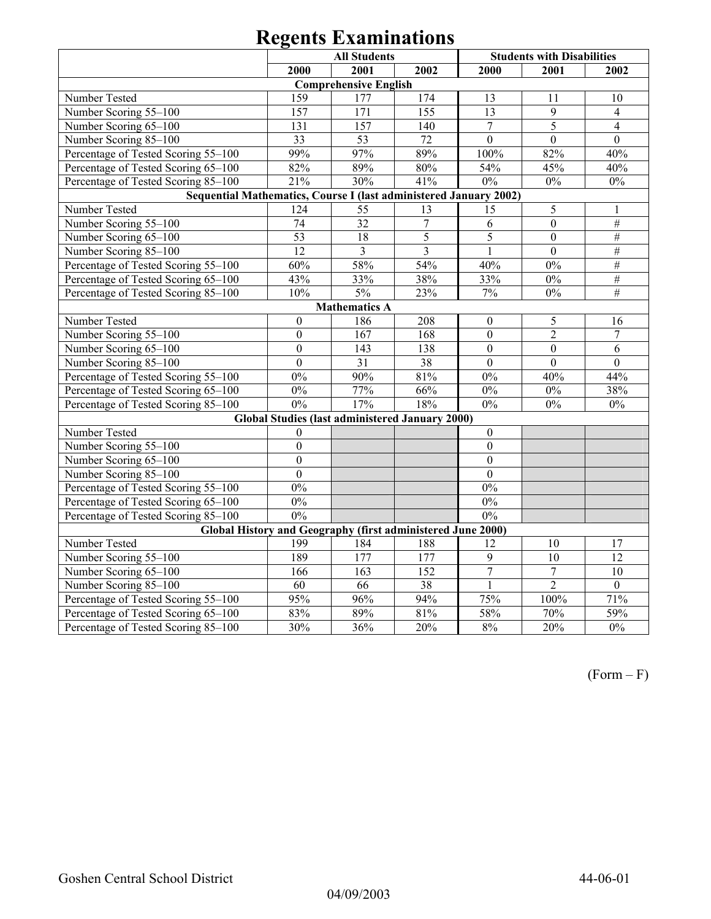# Regents Examinations

| | All Students | | | Students with Disabilities | | |
|---|---|---|---|---|---|---|
| | 2000 | 2001 | 2002 | 2000 | 2001 | 2002 |
| **Comprehensive English** | | | | | | |
| Number Tested | 159 | 177 | 174 | 13 | 11 | 10 |
| Number Scoring 55–100 | 157 | 171 | 155 | 13 | 9 | 4 |
| Number Scoring 65–100 | 131 | 157 | 140 | 7 | 5 | 4 |
| Number Scoring 85–100 | 33 | 53 | 72 | 0 | 0 | 0 |
| Percentage of Tested Scoring 55–100 | 99% | 97% | 89% | 100% | 82% | 40% |
| Percentage of Tested Scoring 65–100 | 82% | 89% | 80% | 54% | 45% | 40% |
| Percentage of Tested Scoring 85–100 | 21% | 30% | 41% | 0% | 0% | 0% |
| **Sequential Mathematics, Course I (last administered January 2002)** | | | | | | |
| Number Tested | 124 | 55 | 13 | 15 | 5 | 1 |
| Number Scoring 55–100 | 74 | 32 | 7 | 6 | 0 | # |
| Number Scoring 65–100 | 53 | 18 | 5 | 5 | 0 | # |
| Number Scoring 85–100 | 12 | 3 | 3 | 1 | 0 | # |
| Percentage of Tested Scoring 55–100 | 60% | 58% | 54% | 40% | 0% | # |
| Percentage of Tested Scoring 65–100 | 43% | 33% | 38% | 33% | 0% | # |
| Percentage of Tested Scoring 85–100 | 10% | 5% | 23% | 7% | 0% | # |
| **Mathematics A** | | | | | | |
| Number Tested | 0 | 186 | 208 | 0 | 5 | 16 |
| Number Scoring 55–100 | 0 | 167 | 168 | 0 | 2 | 7 |
| Number Scoring 65–100 | 0 | 143 | 138 | 0 | 0 | 6 |
| Number Scoring 85–100 | 0 | 31 | 38 | 0 | 0 | 0 |
| Percentage of Tested Scoring 55–100 | 0% | 90% | 81% | 0% | 40% | 44% |
| Percentage of Tested Scoring 65–100 | 0% | 77% | 66% | 0% | 0% | 38% |
| Percentage of Tested Scoring 85–100 | 0% | 17% | 18% | 0% | 0% | 0% |
| **Global Studies (last administered January 2000)** | | | | | | |
| Number Tested | 0 | | | 0 | | |
| Number Scoring 55–100 | 0 | | | 0 | | |
| Number Scoring 65–100 | 0 | | | 0 | | |
| Number Scoring 85–100 | 0 | | | 0 | | |
| Percentage of Tested Scoring 55–100 | 0% | | | 0% | | |
| Percentage of Tested Scoring 65–100 | 0% | | | 0% | | |
| Percentage of Tested Scoring 85–100 | 0% | | | 0% | | |
| **Global History and Geography (first administered June 2000)** | | | | | | |
| Number Tested | 199 | 184 | 188 | 12 | 10 | 17 |
| Number Scoring 55–100 | 189 | 177 | 177 | 9 | 10 | 12 |
| Number Scoring 65–100 | 166 | 163 | 152 | 7 | 7 | 10 |
| Number Scoring 85–100 | 60 | 66 | 38 | 1 | 2 | 0 |
| Percentage of Tested Scoring 55–100 | 95% | 96% | 94% | 75% | 100% | 71% |
| Percentage of Tested Scoring 65–100 | 83% | 89% | 81% | 58% | 70% | 59% |
| Percentage of Tested Scoring 85–100 | 30% | 36% | 20% | 8% | 20% | 0% |

(Form – F)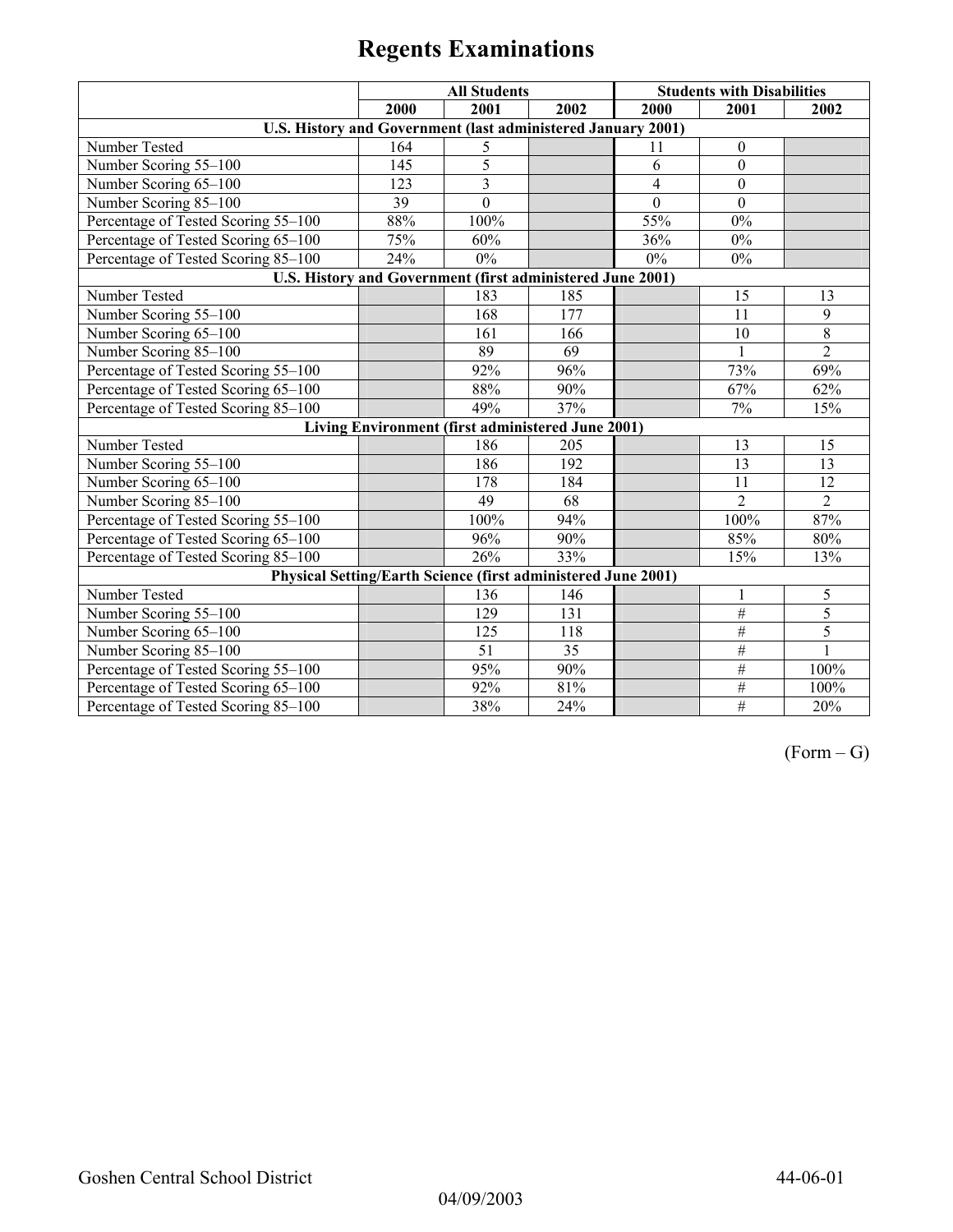# Regents Examinations

| | All Students | | | Students with Disabilities | | |
|---|---|---|---|---|---|---|
| | 2000 | 2001 | 2002 | 2000 | 2001 | 2002 |
| **U.S. History and Government (last administered January 2001)** | | | | | | |
| Number Tested | 164 | 5 | | 11 | 0 | |
| Number Scoring 55–100 | 145 | 5 | | 6 | 0 | |
| Number Scoring 65–100 | 123 | 3 | | 4 | 0 | |
| Number Scoring 85–100 | 39 | 0 | | 0 | 0 | |
| Percentage of Tested Scoring 55–100 | 88% | 100% | | 55% | 0% | |
| Percentage of Tested Scoring 65–100 | 75% | 60% | | 36% | 0% | |
| Percentage of Tested Scoring 85–100 | 24% | 0% | | 0% | 0% | |
| **U.S. History and Government (first administered June 2001)** | | | | | | |
| Number Tested | | 183 | 185 | | 15 | 13 |
| Number Scoring 55–100 | | 168 | 177 | | 11 | 9 |
| Number Scoring 65–100 | | 161 | 166 | | 10 | 8 |
| Number Scoring 85–100 | | 89 | 69 | | 1 | 2 |
| Percentage of Tested Scoring 55–100 | | 92% | 96% | | 73% | 69% |
| Percentage of Tested Scoring 65–100 | | 88% | 90% | | 67% | 62% |
| Percentage of Tested Scoring 85–100 | | 49% | 37% | | 7% | 15% |
| **Living Environment (first administered June 2001)** | | | | | | |
| Number Tested | | 186 | 205 | | 13 | 15 |
| Number Scoring 55–100 | | 186 | 192 | | 13 | 13 |
| Number Scoring 65–100 | | 178 | 184 | | 11 | 12 |
| Number Scoring 85–100 | | 49 | 68 | | 2 | 2 |
| Percentage of Tested Scoring 55–100 | | 100% | 94% | | 100% | 87% |
| Percentage of Tested Scoring 65–100 | | 96% | 90% | | 85% | 80% |
| Percentage of Tested Scoring 85–100 | | 26% | 33% | | 15% | 13% |
| **Physical Setting/Earth Science (first administered June 2001)** | | | | | | |
| Number Tested | | 136 | 146 | | 1 | 5 |
| Number Scoring 55–100 | | 129 | 131 | | # | 5 |
| Number Scoring 65–100 | | 125 | 118 | | # | 5 |
| Number Scoring 85–100 | | 51 | 35 | | # | 1 |
| Percentage of Tested Scoring 55–100 | | 95% | 90% | | # | 100% |
| Percentage of Tested Scoring 65–100 | | 92% | 81% | | # | 100% |
| Percentage of Tested Scoring 85–100 | | 38% | 24% | | # | 20% |

(Form – G)

Goshen Central School District 44-06-01

04/09/2003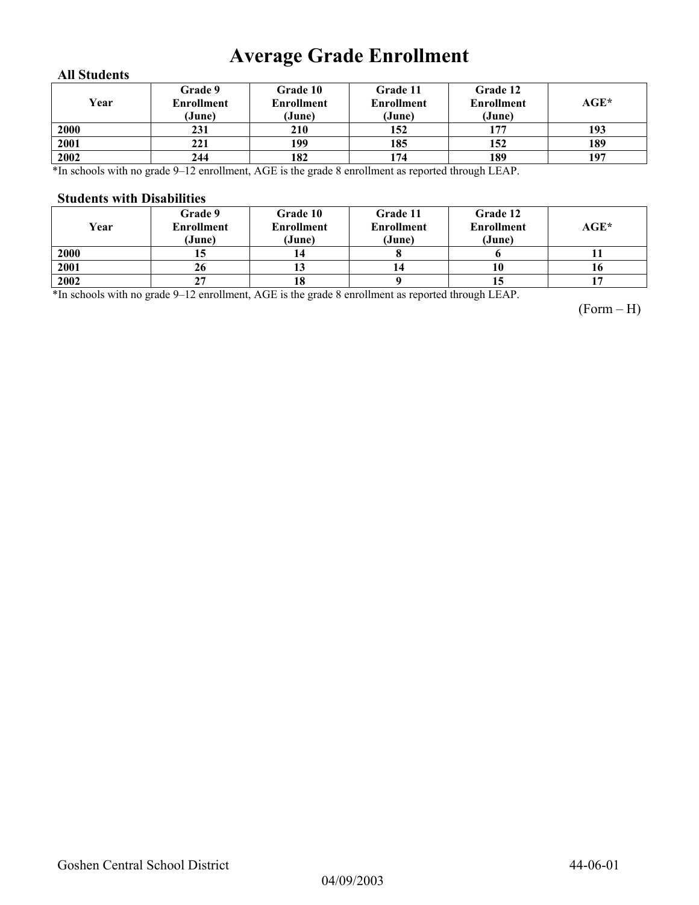# Average Grade Enrollment

### All Students

| Year | Grade 9 Enrollment (June) | Grade 10 Enrollment (June) | Grade 11 Enrollment (June) | Grade 12 Enrollment (June) | AGE* |
|---|---|---|---|---|---|
| 2000 | 231 | 210 | 152 | 177 | 193 |
| 2001 | 221 | 199 | 185 | 152 | 189 |
| 2002 | 244 | 182 | 174 | 189 | 197 |

*In schools with no grade 9–12 enrollment, AGE is the grade 8 enrollment as reported through LEAP.

### Students with Disabilities

| Year | Grade 9 Enrollment (June) | Grade 10 Enrollment (June) | Grade 11 Enrollment (June) | Grade 12 Enrollment (June) | AGE* |
|---|---|---|---|---|---|
| 2000 | 15 | 14 | 8 | 6 | 11 |
| 2001 | 26 | 13 | 14 | 10 | 16 |
| 2002 | 27 | 18 | 9 | 15 | 17 |

*In schools with no grade 9–12 enrollment, AGE is the grade 8 enrollment as reported through LEAP.

(Form – H)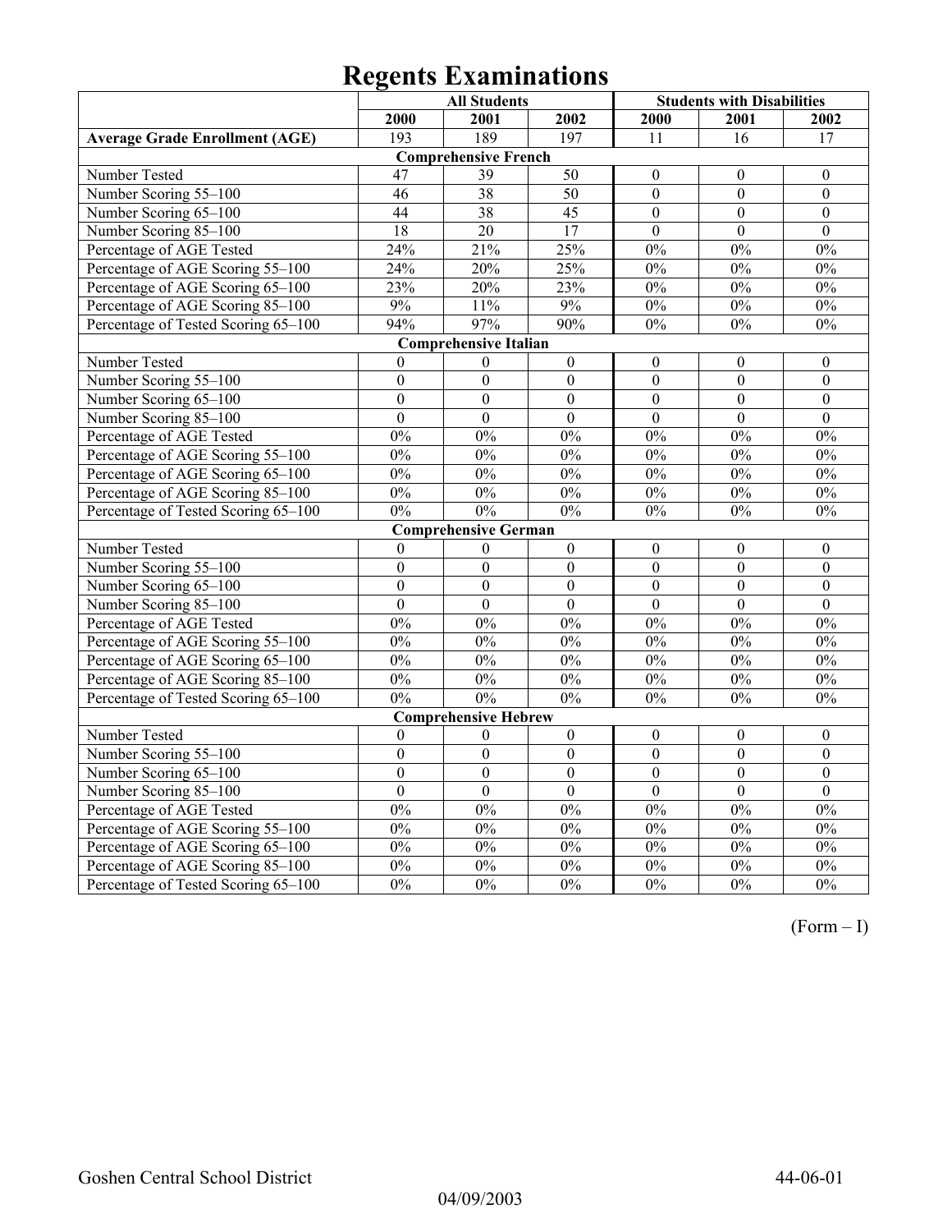# Regents Examinations

| | All Students | | | Students with Disabilities | | |
|---|---|---|---|---|---|---|
| | 2000 | 2001 | 2002 | 2000 | 2001 | 2002 |
| **Average Grade Enrollment (AGE)** | 193 | 189 | 197 | 11 | 16 | 17 |
| **Comprehensive French** | | | | | | |
| Number Tested | 47 | 39 | 50 | 0 | 0 | 0 |
| Number Scoring 55–100 | 46 | 38 | 50 | 0 | 0 | 0 |
| Number Scoring 65–100 | 44 | 38 | 45 | 0 | 0 | 0 |
| Number Scoring 85–100 | 18 | 20 | 17 | 0 | 0 | 0 |
| Percentage of AGE Tested | 24% | 21% | 25% | 0% | 0% | 0% |
| Percentage of AGE Scoring 55–100 | 24% | 20% | 25% | 0% | 0% | 0% |
| Percentage of AGE Scoring 65–100 | 23% | 20% | 23% | 0% | 0% | 0% |
| Percentage of AGE Scoring 85–100 | 9% | 11% | 9% | 0% | 0% | 0% |
| Percentage of Tested Scoring 65–100 | 94% | 97% | 90% | 0% | 0% | 0% |
| **Comprehensive Italian** | | | | | | |
| Number Tested | 0 | 0 | 0 | 0 | 0 | 0 |
| Number Scoring 55–100 | 0 | 0 | 0 | 0 | 0 | 0 |
| Number Scoring 65–100 | 0 | 0 | 0 | 0 | 0 | 0 |
| Number Scoring 85–100 | 0 | 0 | 0 | 0 | 0 | 0 |
| Percentage of AGE Tested | 0% | 0% | 0% | 0% | 0% | 0% |
| Percentage of AGE Scoring 55–100 | 0% | 0% | 0% | 0% | 0% | 0% |
| Percentage of AGE Scoring 65–100 | 0% | 0% | 0% | 0% | 0% | 0% |
| Percentage of AGE Scoring 85–100 | 0% | 0% | 0% | 0% | 0% | 0% |
| Percentage of Tested Scoring 65–100 | 0% | 0% | 0% | 0% | 0% | 0% |
| **Comprehensive German** | | | | | | |
| Number Tested | 0 | 0 | 0 | 0 | 0 | 0 |
| Number Scoring 55–100 | 0 | 0 | 0 | 0 | 0 | 0 |
| Number Scoring 65–100 | 0 | 0 | 0 | 0 | 0 | 0 |
| Number Scoring 85–100 | 0 | 0 | 0 | 0 | 0 | 0 |
| Percentage of AGE Tested | 0% | 0% | 0% | 0% | 0% | 0% |
| Percentage of AGE Scoring 55–100 | 0% | 0% | 0% | 0% | 0% | 0% |
| Percentage of AGE Scoring 65–100 | 0% | 0% | 0% | 0% | 0% | 0% |
| Percentage of AGE Scoring 85–100 | 0% | 0% | 0% | 0% | 0% | 0% |
| Percentage of Tested Scoring 65–100 | 0% | 0% | 0% | 0% | 0% | 0% |
| **Comprehensive Hebrew** | | | | | | |
| Number Tested | 0 | 0 | 0 | 0 | 0 | 0 |
| Number Scoring 55–100 | 0 | 0 | 0 | 0 | 0 | 0 |
| Number Scoring 65–100 | 0 | 0 | 0 | 0 | 0 | 0 |
| Number Scoring 85–100 | 0 | 0 | 0 | 0 | 0 | 0 |
| Percentage of AGE Tested | 0% | 0% | 0% | 0% | 0% | 0% |
| Percentage of AGE Scoring 55–100 | 0% | 0% | 0% | 0% | 0% | 0% |
| Percentage of AGE Scoring 65–100 | 0% | 0% | 0% | 0% | 0% | 0% |
| Percentage of AGE Scoring 85–100 | 0% | 0% | 0% | 0% | 0% | 0% |
| Percentage of Tested Scoring 65–100 | 0% | 0% | 0% | 0% | 0% | 0% |

(Form – I)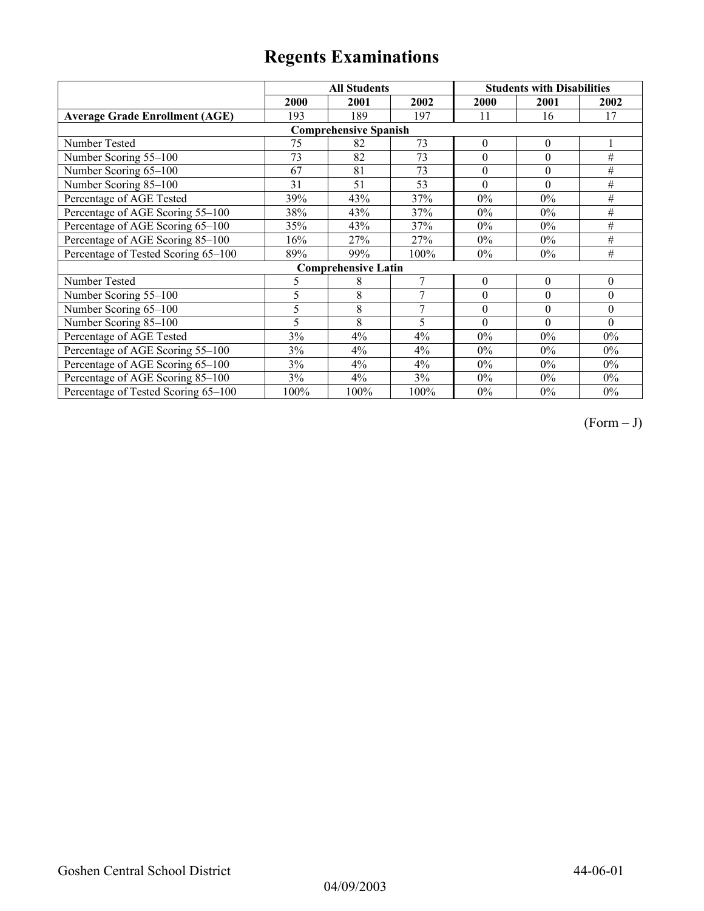# Regents Examinations

| | All Students | | | Students with Disabilities | | |
|---|---|---|---|---|---|---|
| | 2000 | 2001 | 2002 | 2000 | 2001 | 2002 |
| **Average Grade Enrollment (AGE)** | 193 | 189 | 197 | 11 | 16 | 17 |
| **Comprehensive Spanish** | | | | | | |
| Number Tested | 75 | 82 | 73 | 0 | 0 | 1 |
| Number Scoring 55–100 | 73 | 82 | 73 | 0 | 0 | # |
| Number Scoring 65–100 | 67 | 81 | 73 | 0 | 0 | # |
| Number Scoring 85–100 | 31 | 51 | 53 | 0 | 0 | # |
| Percentage of AGE Tested | 39% | 43% | 37% | 0% | 0% | # |
| Percentage of AGE Scoring 55–100 | 38% | 43% | 37% | 0% | 0% | # |
| Percentage of AGE Scoring 65–100 | 35% | 43% | 37% | 0% | 0% | # |
| Percentage of AGE Scoring 85–100 | 16% | 27% | 27% | 0% | 0% | # |
| Percentage of Tested Scoring 65–100 | 89% | 99% | 100% | 0% | 0% | # |
| **Comprehensive Latin** | | | | | | |
| Number Tested | 5 | 8 | 7 | 0 | 0 | 0 |
| Number Scoring 55–100 | 5 | 8 | 7 | 0 | 0 | 0 |
| Number Scoring 65–100 | 5 | 8 | 7 | 0 | 0 | 0 |
| Number Scoring 85–100 | 5 | 8 | 5 | 0 | 0 | 0 |
| Percentage of AGE Tested | 3% | 4% | 4% | 0% | 0% | 0% |
| Percentage of AGE Scoring 55–100 | 3% | 4% | 4% | 0% | 0% | 0% |
| Percentage of AGE Scoring 65–100 | 3% | 4% | 4% | 0% | 0% | 0% |
| Percentage of AGE Scoring 85–100 | 3% | 4% | 3% | 0% | 0% | 0% |
| Percentage of Tested Scoring 65–100 | 100% | 100% | 100% | 0% | 0% | 0% |

(Form – J)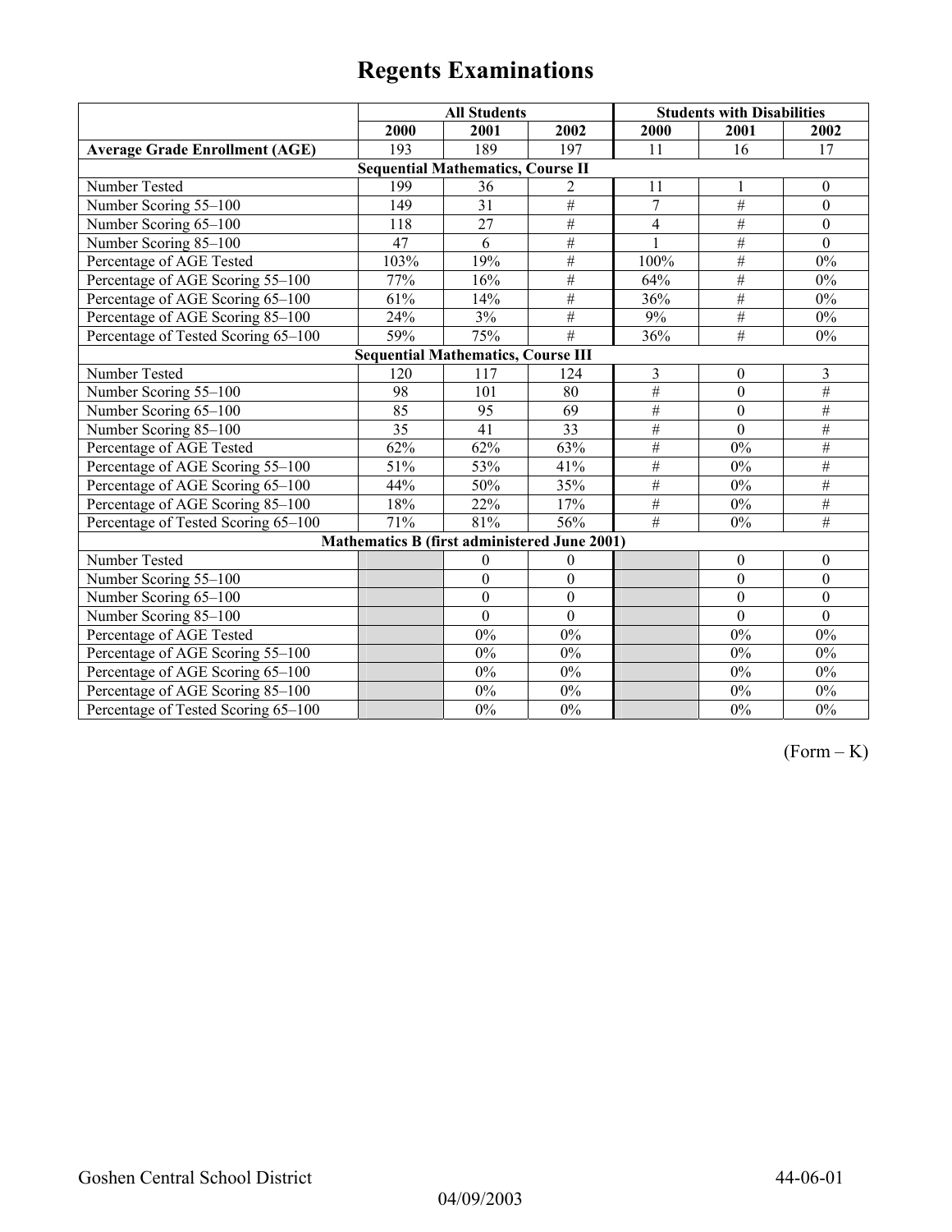# Regents Examinations

| | All Students | | | Students with Disabilities | | |
|---|---|---|---|---|---|---|
| | 2000 | 2001 | 2002 | 2000 | 2001 | 2002 |
| **Average Grade Enrollment (AGE)** | 193 | 189 | 197 | 11 | 16 | 17 |
| **Sequential Mathematics, Course II** | | | | | | |
| Number Tested | 199 | 36 | 2 | 11 | 1 | 0 |
| Number Scoring 55–100 | 149 | 31 | # | 7 | # | 0 |
| Number Scoring 65–100 | 118 | 27 | # | 4 | # | 0 |
| Number Scoring 85–100 | 47 | 6 | # | 1 | # | 0 |
| Percentage of AGE Tested | 103% | 19% | # | 100% | # | 0% |
| Percentage of AGE Scoring 55–100 | 77% | 16% | # | 64% | # | 0% |
| Percentage of AGE Scoring 65–100 | 61% | 14% | # | 36% | # | 0% |
| Percentage of AGE Scoring 85–100 | 24% | 3% | # | 9% | # | 0% |
| Percentage of Tested Scoring 65–100 | 59% | 75% | # | 36% | # | 0% |
| **Sequential Mathematics, Course III** | | | | | | |
| Number Tested | 120 | 117 | 124 | 3 | 0 | 3 |
| Number Scoring 55–100 | 98 | 101 | 80 | # | 0 | # |
| Number Scoring 65–100 | 85 | 95 | 69 | # | 0 | # |
| Number Scoring 85–100 | 35 | 41 | 33 | # | 0 | # |
| Percentage of AGE Tested | 62% | 62% | 63% | # | 0% | # |
| Percentage of AGE Scoring 55–100 | 51% | 53% | 41% | # | 0% | # |
| Percentage of AGE Scoring 65–100 | 44% | 50% | 35% | # | 0% | # |
| Percentage of AGE Scoring 85–100 | 18% | 22% | 17% | # | 0% | # |
| Percentage of Tested Scoring 65–100 | 71% | 81% | 56% | # | 0% | # |
| **Mathematics B (first administered June 2001)** | | | | | | |
| Number Tested | | 0 | 0 | | 0 | 0 |
| Number Scoring 55–100 | | 0 | 0 | | 0 | 0 |
| Number Scoring 65–100 | | 0 | 0 | | 0 | 0 |
| Number Scoring 85–100 | | 0 | 0 | | 0 | 0 |
| Percentage of AGE Tested | | 0% | 0% | | 0% | 0% |
| Percentage of AGE Scoring 55–100 | | 0% | 0% | | 0% | 0% |
| Percentage of AGE Scoring 65–100 | | 0% | 0% | | 0% | 0% |
| Percentage of AGE Scoring 85–100 | | 0% | 0% | | 0% | 0% |
| Percentage of Tested Scoring 65–100 | | 0% | 0% | | 0% | 0% |

(Form – K)

Goshen Central School District 44-06-01

04/09/2003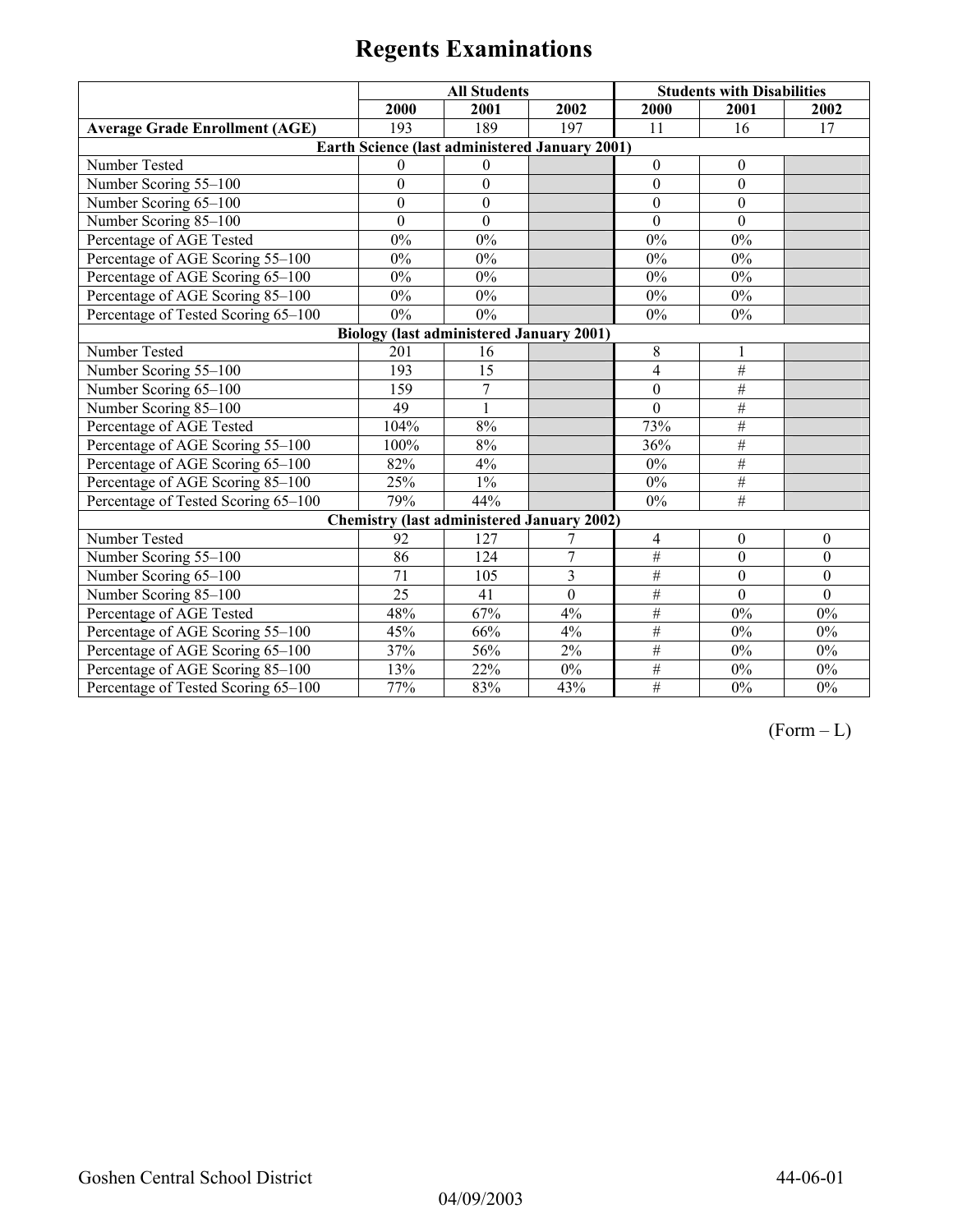# Regents Examinations

| | All Students | | | Students with Disabilities | | |
|---|---|---|---|---|---|---|
| | 2000 | 2001 | 2002 | 2000 | 2001 | 2002 |
| **Average Grade Enrollment (AGE)** | 193 | 189 | 197 | 11 | 16 | 17 |
| **Earth Science (last administered January 2001)** | | | | | | |
| Number Tested | 0 | 0 | | 0 | 0 | |
| Number Scoring 55–100 | 0 | 0 | | 0 | 0 | |
| Number Scoring 65–100 | 0 | 0 | | 0 | 0 | |
| Number Scoring 85–100 | 0 | 0 | | 0 | 0 | |
| Percentage of AGE Tested | 0% | 0% | | 0% | 0% | |
| Percentage of AGE Scoring 55–100 | 0% | 0% | | 0% | 0% | |
| Percentage of AGE Scoring 65–100 | 0% | 0% | | 0% | 0% | |
| Percentage of AGE Scoring 85–100 | 0% | 0% | | 0% | 0% | |
| Percentage of Tested Scoring 65–100 | 0% | 0% | | 0% | 0% | |
| **Biology (last administered January 2001)** | | | | | | |
| Number Tested | 201 | 16 | | 8 | 1 | |
| Number Scoring 55–100 | 193 | 15 | | 4 | # | |
| Number Scoring 65–100 | 159 | 7 | | 0 | # | |
| Number Scoring 85–100 | 49 | 1 | | 0 | # | |
| Percentage of AGE Tested | 104% | 8% | | 73% | # | |
| Percentage of AGE Scoring 55–100 | 100% | 8% | | 36% | # | |
| Percentage of AGE Scoring 65–100 | 82% | 4% | | 0% | # | |
| Percentage of AGE Scoring 85–100 | 25% | 1% | | 0% | # | |
| Percentage of Tested Scoring 65–100 | 79% | 44% | | 0% | # | |
| **Chemistry (last administered January 2002)** | | | | | | |
| Number Tested | 92 | 127 | 7 | 4 | 0 | 0 |
| Number Scoring 55–100 | 86 | 124 | 7 | # | 0 | 0 |
| Number Scoring 65–100 | 71 | 105 | 3 | # | 0 | 0 |
| Number Scoring 85–100 | 25 | 41 | 0 | # | 0 | 0 |
| Percentage of AGE Tested | 48% | 67% | 4% | # | 0% | 0% |
| Percentage of AGE Scoring 55–100 | 45% | 66% | 4% | # | 0% | 0% |
| Percentage of AGE Scoring 65–100 | 37% | 56% | 2% | # | 0% | 0% |
| Percentage of AGE Scoring 85–100 | 13% | 22% | 0% | # | 0% | 0% |
| Percentage of Tested Scoring 65–100 | 77% | 83% | 43% | # | 0% | 0% |

(Form – L)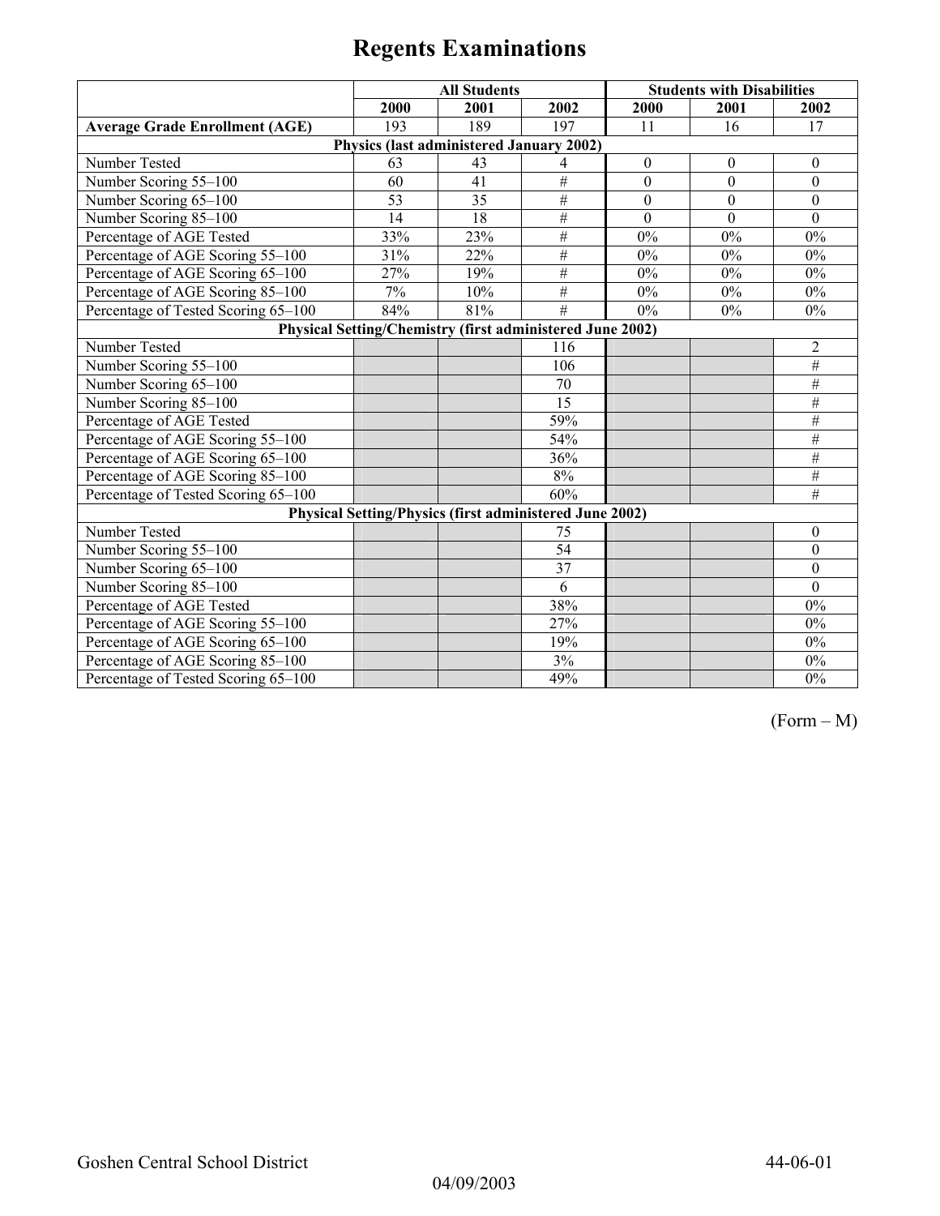# Regents Examinations

| | All Students | | | Students with Disabilities | | |
|---|---|---|---|---|---|---|
| | 2000 | 2001 | 2002 | 2000 | 2001 | 2002 |
| **Average Grade Enrollment (AGE)** | 193 | 189 | 197 | 11 | 16 | 17 |
| **Physics (last administered January 2002)** | | | | | | |
| Number Tested | 63 | 43 | 4 | 0 | 0 | 0 |
| Number Scoring 55–100 | 60 | 41 | # | 0 | 0 | 0 |
| Number Scoring 65–100 | 53 | 35 | # | 0 | 0 | 0 |
| Number Scoring 85–100 | 14 | 18 | # | 0 | 0 | 0 |
| Percentage of AGE Tested | 33% | 23% | # | 0% | 0% | 0% |
| Percentage of AGE Scoring 55–100 | 31% | 22% | # | 0% | 0% | 0% |
| Percentage of AGE Scoring 65–100 | 27% | 19% | # | 0% | 0% | 0% |
| Percentage of AGE Scoring 85–100 | 7% | 10% | # | 0% | 0% | 0% |
| Percentage of Tested Scoring 65–100 | 84% | 81% | # | 0% | 0% | 0% |
| **Physical Setting/Chemistry (first administered June 2002)** | | | | | | |
| Number Tested | | | 116 | | | 2 |
| Number Scoring 55–100 | | | 106 | | | # |
| Number Scoring 65–100 | | | 70 | | | # |
| Number Scoring 85–100 | | | 15 | | | # |
| Percentage of AGE Tested | | | 59% | | | # |
| Percentage of AGE Scoring 55–100 | | | 54% | | | # |
| Percentage of AGE Scoring 65–100 | | | 36% | | | # |
| Percentage of AGE Scoring 85–100 | | | 8% | | | # |
| Percentage of Tested Scoring 65–100 | | | 60% | | | # |
| **Physical Setting/Physics (first administered June 2002)** | | | | | | |
| Number Tested | | | 75 | | | 0 |
| Number Scoring 55–100 | | | 54 | | | 0 |
| Number Scoring 65–100 | | | 37 | | | 0 |
| Number Scoring 85–100 | | | 6 | | | 0 |
| Percentage of AGE Tested | | | 38% | | | 0% |
| Percentage of AGE Scoring 55–100 | | | 27% | | | 0% |
| Percentage of AGE Scoring 65–100 | | | 19% | | | 0% |
| Percentage of AGE Scoring 85–100 | | | 3% | | | 0% |
| Percentage of Tested Scoring 65–100 | | | 49% | | | 0% |

(Form – M)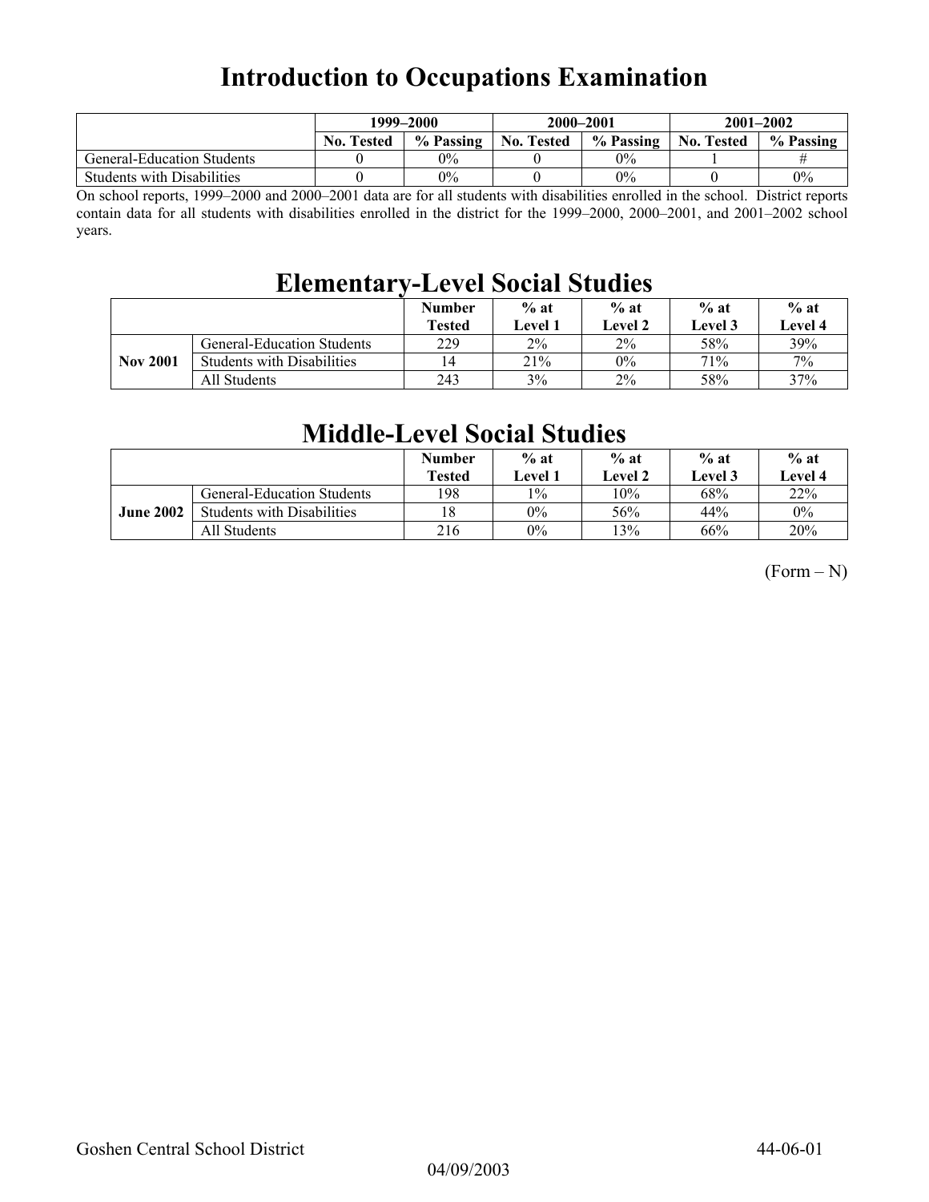# Introduction to Occupations Examination

| | 1999–2000 | | 2000–2001 | | 2001–2002 | |
|---|---|---|---|---|---|---|
| | No. Tested | % Passing | No. Tested | % Passing | No. Tested | % Passing |
| General-Education Students | 0 | 0% | 0 | 0% | 1 | # |
| Students with Disabilities | 0 | 0% | 0 | 0% | 0 | 0% |

On school reports, 1999–2000 and 2000–2001 data are for all students with disabilities enrolled in the school. District reports contain data for all students with disabilities enrolled in the district for the 1999–2000, 2000–2001, and 2001–2002 school years.

# Elementary-Level Social Studies

| | | Number Tested | % at Level 1 | % at Level 2 | % at Level 3 | % at Level 4 |
|---|---|---|---|---|---|---|
| Nov 2001 | General-Education Students | 229 | 2% | 2% | 58% | 39% |
| | Students with Disabilities | 14 | 21% | 0% | 71% | 7% |
| | All Students | 243 | 3% | 2% | 58% | 37% |

# Middle-Level Social Studies

| | | Number Tested | % at Level 1 | % at Level 2 | % at Level 3 | % at Level 4 |
|---|---|---|---|---|---|---|
| June 2002 | General-Education Students | 198 | 1% | 10% | 68% | 22% |
| | Students with Disabilities | 18 | 0% | 56% | 44% | 0% |
| | All Students | 216 | 0% | 13% | 66% | 20% |

(Form – N)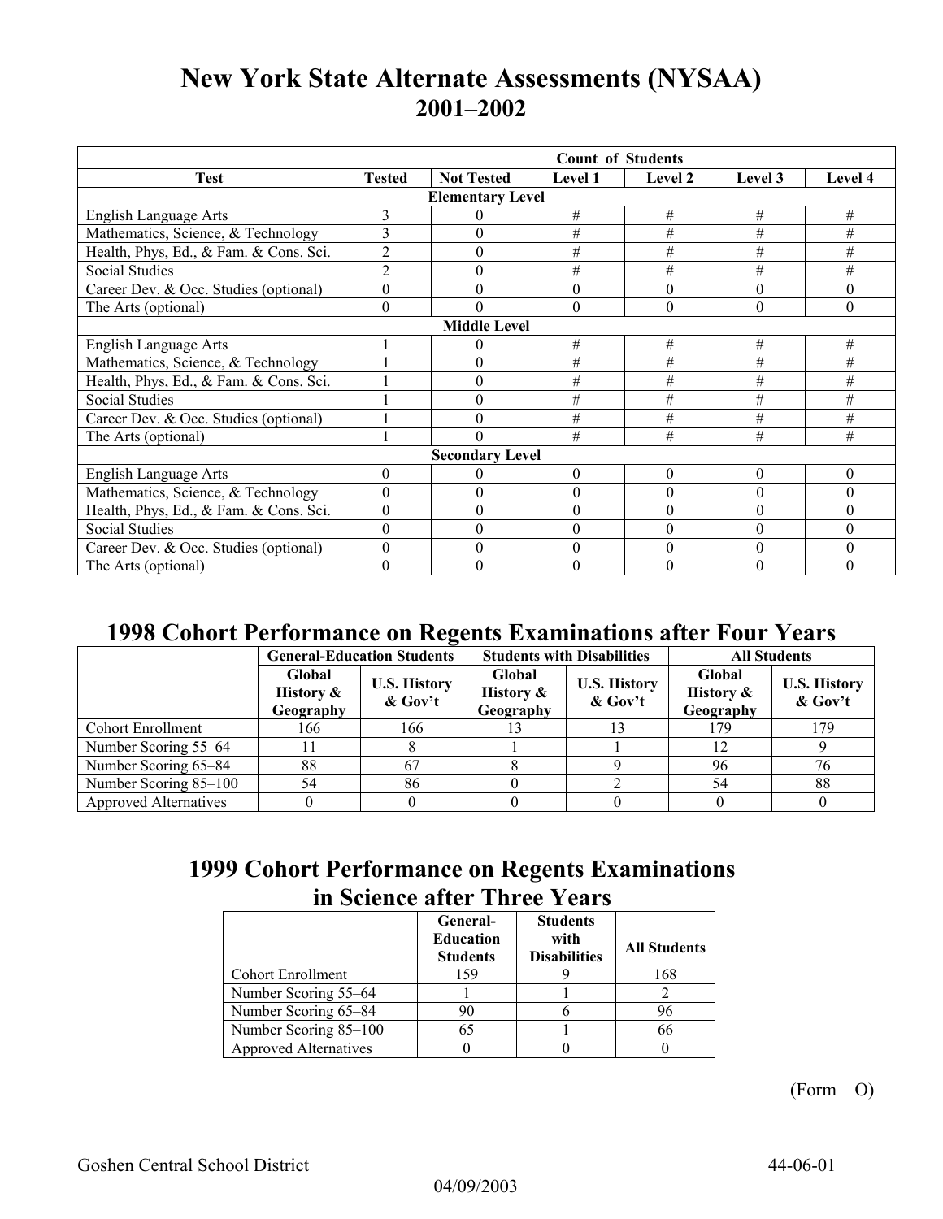# New York State Alternate Assessments (NYSAA) 2001–2002

| Test | Count of Students | | | | | |
|---|---|---|---|---|---|---|
| | Tested | Not Tested | Level 1 | Level 2 | Level 3 | Level 4 |
| **Elementary Level** | | | | | | |
| English Language Arts | 3 | 0 | # | # | # | # |
| Mathematics, Science, & Technology | 3 | 0 | # | # | # | # |
| Health, Phys, Ed., & Fam. & Cons. Sci. | 2 | 0 | # | # | # | # |
| Social Studies | 2 | 0 | # | # | # | # |
| Career Dev. & Occ. Studies (optional) | 0 | 0 | 0 | 0 | 0 | 0 |
| The Arts (optional) | 0 | 0 | 0 | 0 | 0 | 0 |
| **Middle Level** | | | | | | |
| English Language Arts | 1 | 0 | # | # | # | # |
| Mathematics, Science, & Technology | 1 | 0 | # | # | # | # |
| Health, Phys, Ed., & Fam. & Cons. Sci. | 1 | 0 | # | # | # | # |
| Social Studies | 1 | 0 | # | # | # | # |
| Career Dev. & Occ. Studies (optional) | 1 | 0 | # | # | # | # |
| The Arts (optional) | 1 | 0 | # | # | # | # |
| **Secondary Level** | | | | | | |
| English Language Arts | 0 | 0 | 0 | 0 | 0 | 0 |
| Mathematics, Science, & Technology | 0 | 0 | 0 | 0 | 0 | 0 |
| Health, Phys, Ed., & Fam. & Cons. Sci. | 0 | 0 | 0 | 0 | 0 | 0 |
| Social Studies | 0 | 0 | 0 | 0 | 0 | 0 |
| Career Dev. & Occ. Studies (optional) | 0 | 0 | 0 | 0 | 0 | 0 |
| The Arts (optional) | 0 | 0 | 0 | 0 | 0 | 0 |

## 1998 Cohort Performance on Regents Examinations after Four Years

| | General-Education Students | | Students with Disabilities | | All Students | |
|---|---|---|---|---|---|---|
| | Global History & Geography | U.S. History & Gov't | Global History & Geography | U.S. History & Gov't | Global History & Geography | U.S. History & Gov't |
| Cohort Enrollment | 166 | 166 | 13 | 13 | 179 | 179 |
| Number Scoring 55–64 | 11 | 8 | 1 | 1 | 12 | 9 |
| Number Scoring 65–84 | 88 | 67 | 8 | 9 | 96 | 76 |
| Number Scoring 85–100 | 54 | 86 | 0 | 2 | 54 | 88 |
| Approved Alternatives | 0 | 0 | 0 | 0 | 0 | 0 |

## 1999 Cohort Performance on Regents Examinations in Science after Three Years

| | General-Education Students | Students with Disabilities | All Students |
|---|---|---|---|
| Cohort Enrollment | 159 | 9 | 168 |
| Number Scoring 55–64 | 1 | 1 | 2 |
| Number Scoring 65–84 | 90 | 6 | 96 |
| Number Scoring 85–100 | 65 | 1 | 66 |
| Approved Alternatives | 0 | 0 | 0 |

(Form – O)